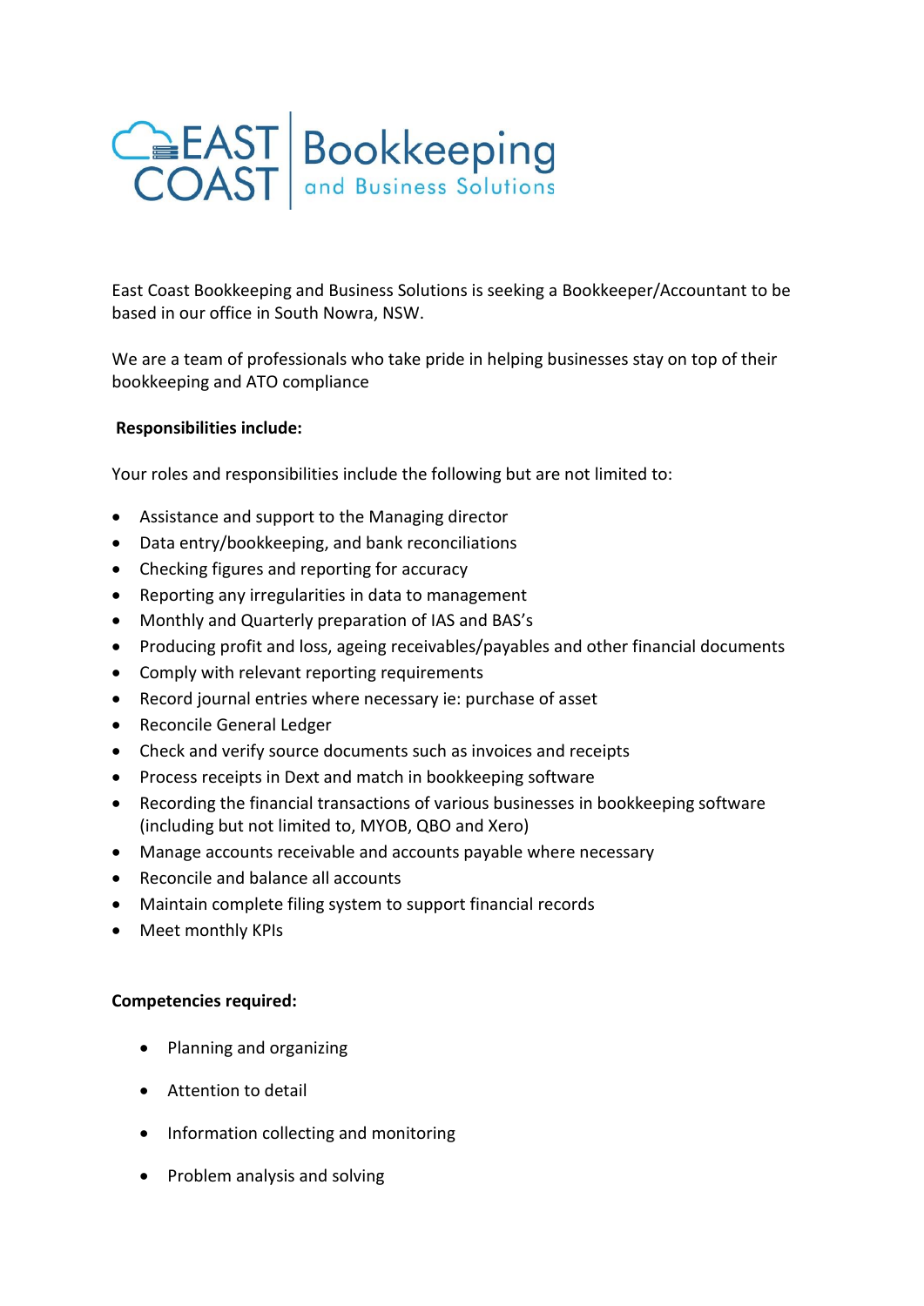EAST COAST | Bookkeeping and Business Solutions

East Coast Bookkeeping and Business Solutions is seeking a Bookkeeper/Accountant to be based in our office in South Nowra, NSW.

We are a team of professionals who take pride in helping businesses stay on top of their bookkeeping and ATO compliance

**Responsibilities include:**

Your roles and responsibilities include the following but are not limited to:

- Assistance and support to the Managing director
- Data entry/bookkeeping, and bank reconciliations
- Checking figures and reporting for accuracy
- Reporting any irregularities in data to management
- Monthly and Quarterly preparation of IAS and BAS's
- Producing profit and loss, ageing receivables/payables and other financial documents
- Comply with relevant reporting requirements
- Record journal entries where necessary ie: purchase of asset
- Reconcile General Ledger
- Check and verify source documents such as invoices and receipts
- Process receipts in Dext and match in bookkeeping software
- Recording the financial transactions of various businesses in bookkeeping software (including but not limited to, MYOB, QBO and Xero)
- Manage accounts receivable and accounts payable where necessary
- Reconcile and balance all accounts
- Maintain complete filing system to support financial records
- Meet monthly KPIs

**Competencies required:**

- Planning and organizing
- Attention to detail
- Information collecting and monitoring
- Problem analysis and solving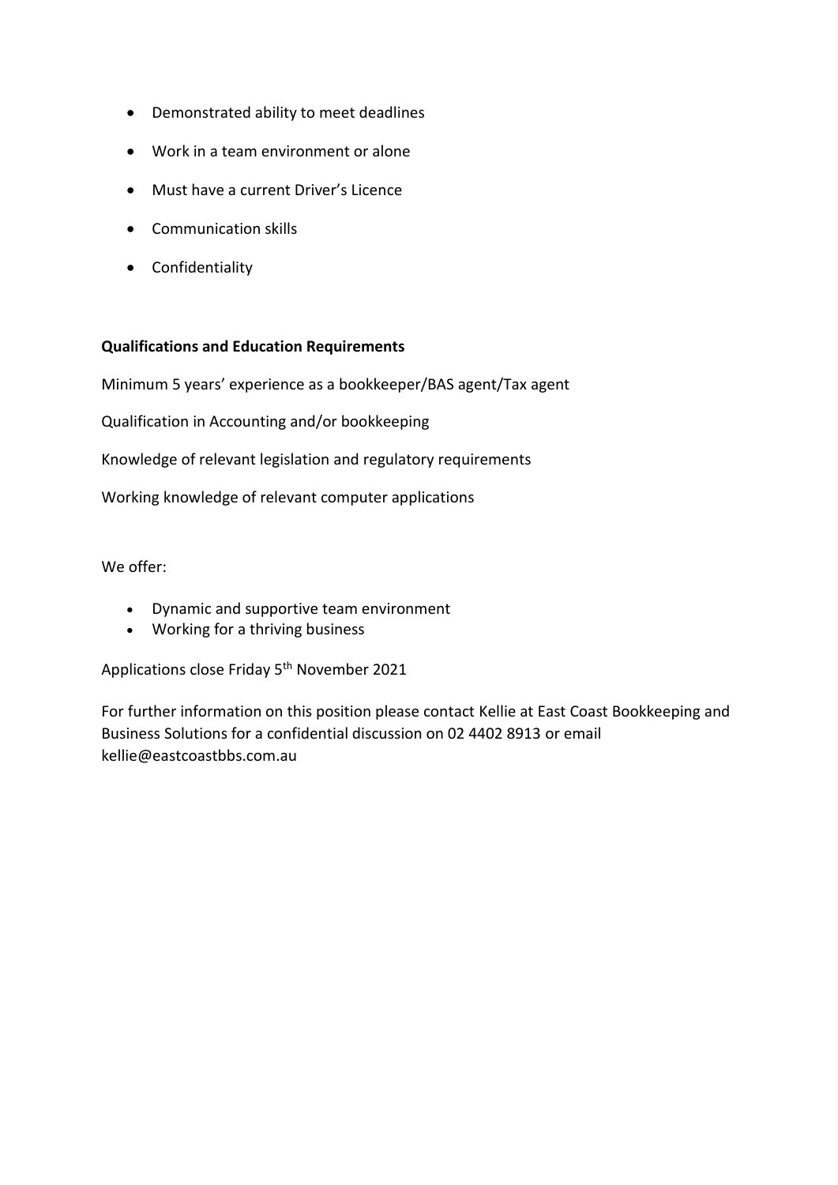- Demonstrated ability to meet deadlines
- Work in a team environment or alone
- Must have a current Driver's Licence
- Communication skills
- Confidentiality

**Qualifications and Education Requirements**

Minimum 5 years' experience as a bookkeeper/BAS agent/Tax agent

Qualification in Accounting and/or bookkeeping

Knowledge of relevant legislation and regulatory requirements

Working knowledge of relevant computer applications

We offer:

- Dynamic and supportive team environment
- Working for a thriving business

Applications close Friday 5th November 2021

For further information on this position please contact Kellie at East Coast Bookkeeping and Business Solutions for a confidential discussion on 02 4402 8913 or email kellie@eastcoastbbs.com.au